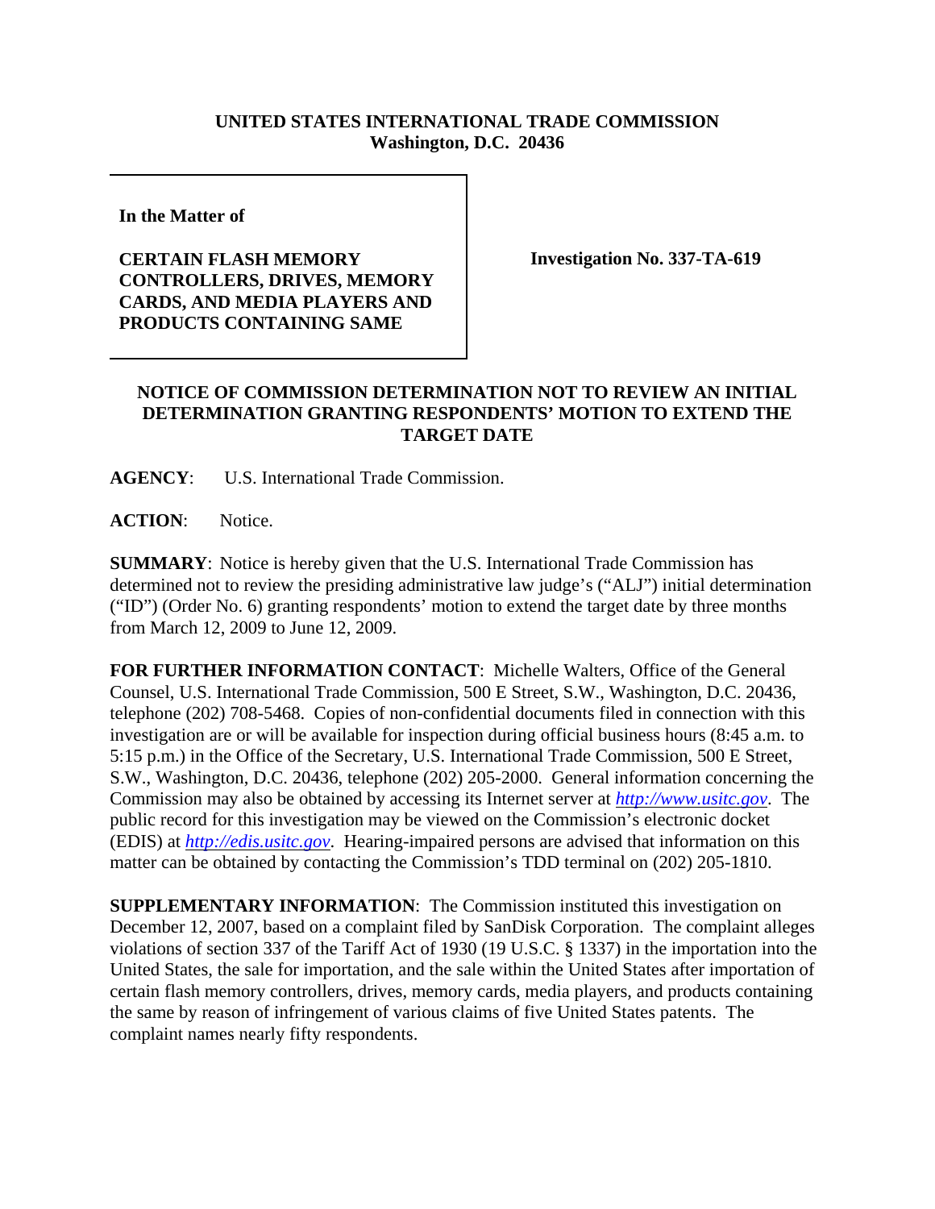**UNITED STATES INTERNATIONAL TRADE COMMISSION**
**Washington, D.C. 20436**

| | |
|---|---|
| **In the Matter of**<br><br>**CERTAIN FLASH MEMORY CONTROLLERS, DRIVES, MEMORY CARDS, AND MEDIA PLAYERS AND PRODUCTS CONTAINING SAME** | **Investigation No. 337-TA-619** |

**NOTICE OF COMMISSION DETERMINATION NOT TO REVIEW AN INITIAL DETERMINATION GRANTING RESPONDENTS' MOTION TO EXTEND THE TARGET DATE**

**AGENCY**: U.S. International Trade Commission.

**ACTION**: Notice.

**SUMMARY**: Notice is hereby given that the U.S. International Trade Commission has determined not to review the presiding administrative law judge's ("ALJ") initial determination ("ID") (Order No. 6) granting respondents' motion to extend the target date by three months from March 12, 2009 to June 12, 2009.

**FOR FURTHER INFORMATION CONTACT**: Michelle Walters, Office of the General Counsel, U.S. International Trade Commission, 500 E Street, S.W., Washington, D.C. 20436, telephone (202) 708-5468. Copies of non-confidential documents filed in connection with this investigation are or will be available for inspection during official business hours (8:45 a.m. to 5:15 p.m.) in the Office of the Secretary, U.S. International Trade Commission, 500 E Street, S.W., Washington, D.C. 20436, telephone (202) 205-2000. General information concerning the Commission may also be obtained by accessing its Internet server at *http://www.usitc.gov*. The public record for this investigation may be viewed on the Commission's electronic docket (EDIS) at *http://edis.usitc.gov*. Hearing-impaired persons are advised that information on this matter can be obtained by contacting the Commission's TDD terminal on (202) 205-1810.

**SUPPLEMENTARY INFORMATION**: The Commission instituted this investigation on December 12, 2007, based on a complaint filed by SanDisk Corporation. The complaint alleges violations of section 337 of the Tariff Act of 1930 (19 U.S.C. § 1337) in the importation into the United States, the sale for importation, and the sale within the United States after importation of certain flash memory controllers, drives, memory cards, media players, and products containing the same by reason of infringement of various claims of five United States patents. The complaint names nearly fifty respondents.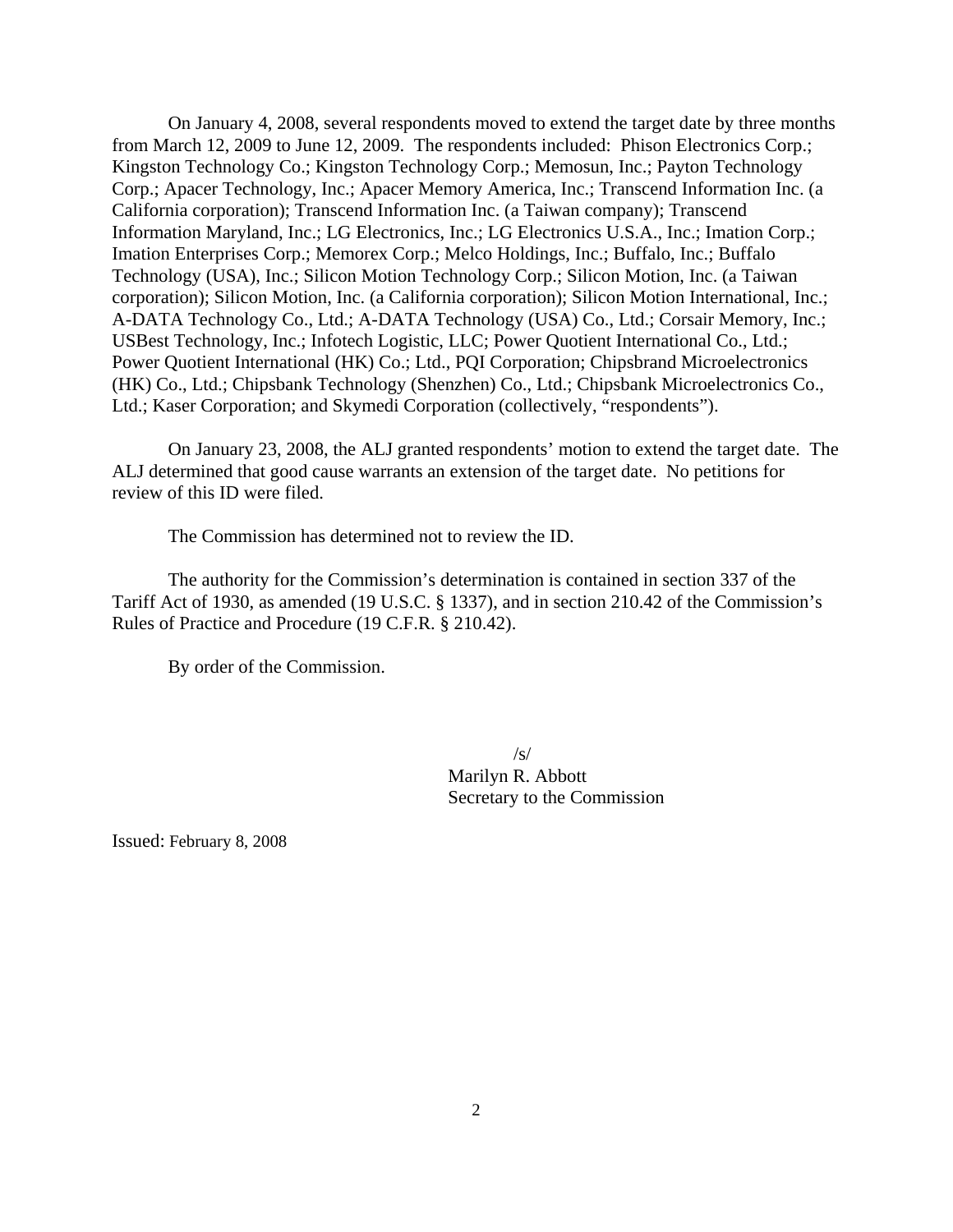On January 4, 2008, several respondents moved to extend the target date by three months from March 12, 2009 to June 12, 2009. The respondents included: Phison Electronics Corp.; Kingston Technology Co.; Kingston Technology Corp.; Memosun, Inc.; Payton Technology Corp.; Apacer Technology, Inc.; Apacer Memory America, Inc.; Transcend Information Inc. (a California corporation); Transcend Information Inc. (a Taiwan company); Transcend Information Maryland, Inc.; LG Electronics, Inc.; LG Electronics U.S.A., Inc.; Imation Corp.; Imation Enterprises Corp.; Memorex Corp.; Melco Holdings, Inc.; Buffalo, Inc.; Buffalo Technology (USA), Inc.; Silicon Motion Technology Corp.; Silicon Motion, Inc. (a Taiwan corporation); Silicon Motion, Inc. (a California corporation); Silicon Motion International, Inc.; A-DATA Technology Co., Ltd.; A-DATA Technology (USA) Co., Ltd.; Corsair Memory, Inc.; USBest Technology, Inc.; Infotech Logistic, LLC; Power Quotient International Co., Ltd.; Power Quotient International (HK) Co.; Ltd., PQI Corporation; Chipsbrand Microelectronics (HK) Co., Ltd.; Chipsbank Technology (Shenzhen) Co., Ltd.; Chipsbank Microelectronics Co., Ltd.; Kaser Corporation; and Skymedi Corporation (collectively, "respondents").

On January 23, 2008, the ALJ granted respondents' motion to extend the target date. The ALJ determined that good cause warrants an extension of the target date. No petitions for review of this ID were filed.

The Commission has determined not to review the ID.

The authority for the Commission's determination is contained in section 337 of the Tariff Act of 1930, as amended (19 U.S.C. § 1337), and in section 210.42 of the Commission's Rules of Practice and Procedure (19 C.F.R. § 210.42).

By order of the Commission.

/s/
Marilyn R. Abbott
Secretary to the Commission

Issued: February 8, 2008